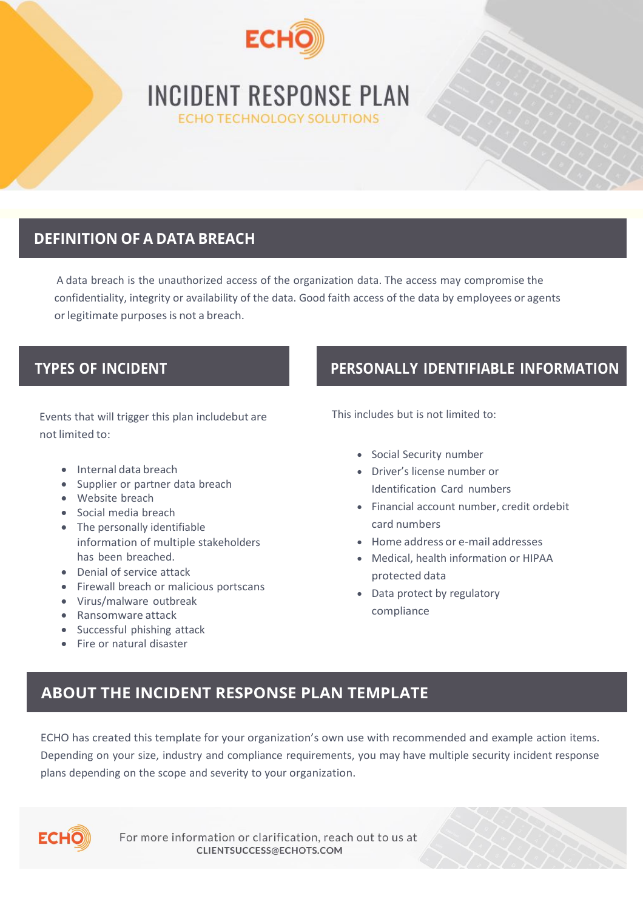# INCIDENT RESPONSE PLAN

ECHO TECHNOLOGY SOLUTIONS

## DEFINITION OF A DATA BREACH

A data breach is the unauthorized access of the organization data. The access may compromise the confidentiality, integrity or availability of the data. Good faith access of the data by employees or agents or legitimate purposes is not a breach.

## TYPES OF INCIDENT

Events that will trigger this plan includebut are not limited to:

- Internal data breach
- Supplier or partner data breach
- Website breach
- Social media breach
- The personally identifiable information of multiple stakeholders has been breached.
- Denial of service attack
- Firewall breach or malicious portscans
- Virus/malware outbreak
- Ransomware attack
- Successful phishing attack
- Fire or natural disaster

## PERSONALLY IDENTIFIABLE INFORMATION

This includes but is not limited to:

- Social Security number
- Driver's license number or Identification Card numbers
- Financial account number, credit ordebit card numbers
- Home address or e-mail addresses
- Medical, health information or HIPAA protected data
- Data protect by regulatory compliance

## ABOUT THE INCIDENT RESPONSE PLAN TEMPLATE

ECHO has created this template for your organization's own use with recommended and example action items. Depending on your size, industry and compliance requirements, you may have multiple security incident response plans depending on the scope and severity to your organization.

For more information or clarification, reach out to us at CLIENTSUCCESS@ECHOTS.COM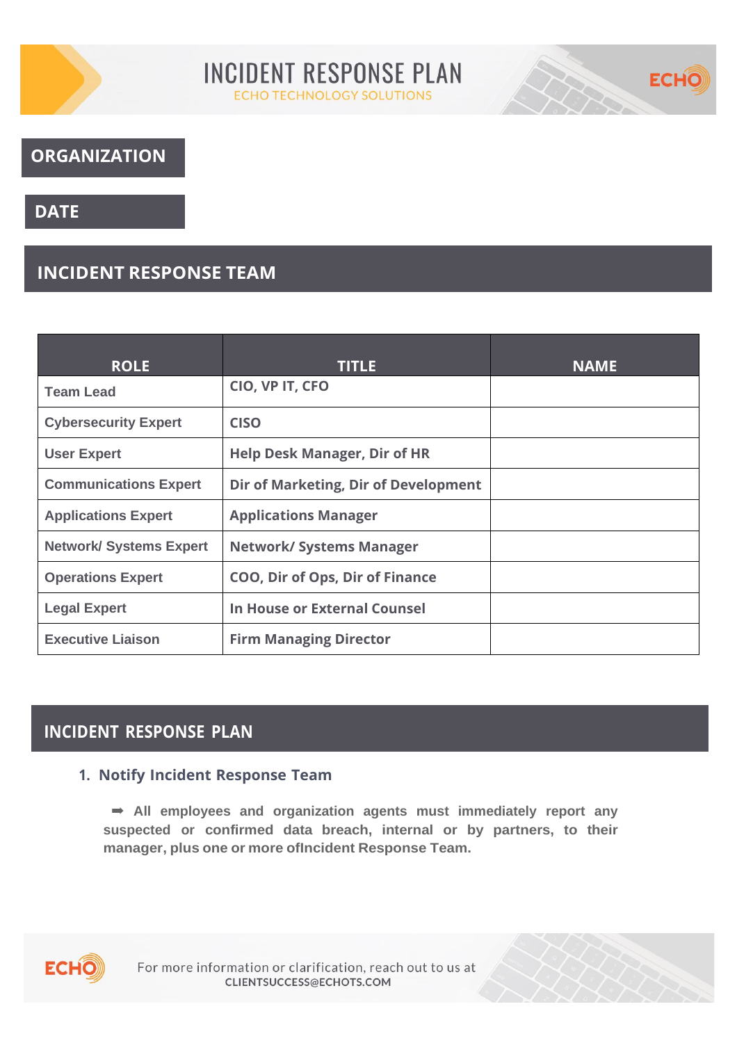# INCIDENT RESPONSE PLAN

ECHO TECHNOLOGY SOLUTIONS

## ORGANIZATION

## DATE

## INCIDENT RESPONSE TEAM

| ROLE | TITLE | NAME |
|---|---|---|
| Team Lead | CIO, VP IT, CFO | |
| Cybersecurity Expert | CISO | |
| User Expert | Help Desk Manager, Dir of HR | |
| Communications Expert | Dir of Marketing, Dir of Development | |
| Applications Expert | Applications Manager | |
| Network/ Systems Expert | Network/ Systems Manager | |
| Operations Expert | COO, Dir of Ops, Dir of Finance | |
| Legal Expert | In House or External Counsel | |
| Executive Liaison | Firm Managing Director | |

## INCIDENT RESPONSE PLAN

### 1. Notify Incident Response Team

➡ **All employees and organization agents must immediately report any suspected or confirmed data breach, internal or by partners, to their manager, plus one or more ofIncident Response Team.**

For more information or clarification, reach out to us at CLIENTSUCCESS@ECHOTS.COM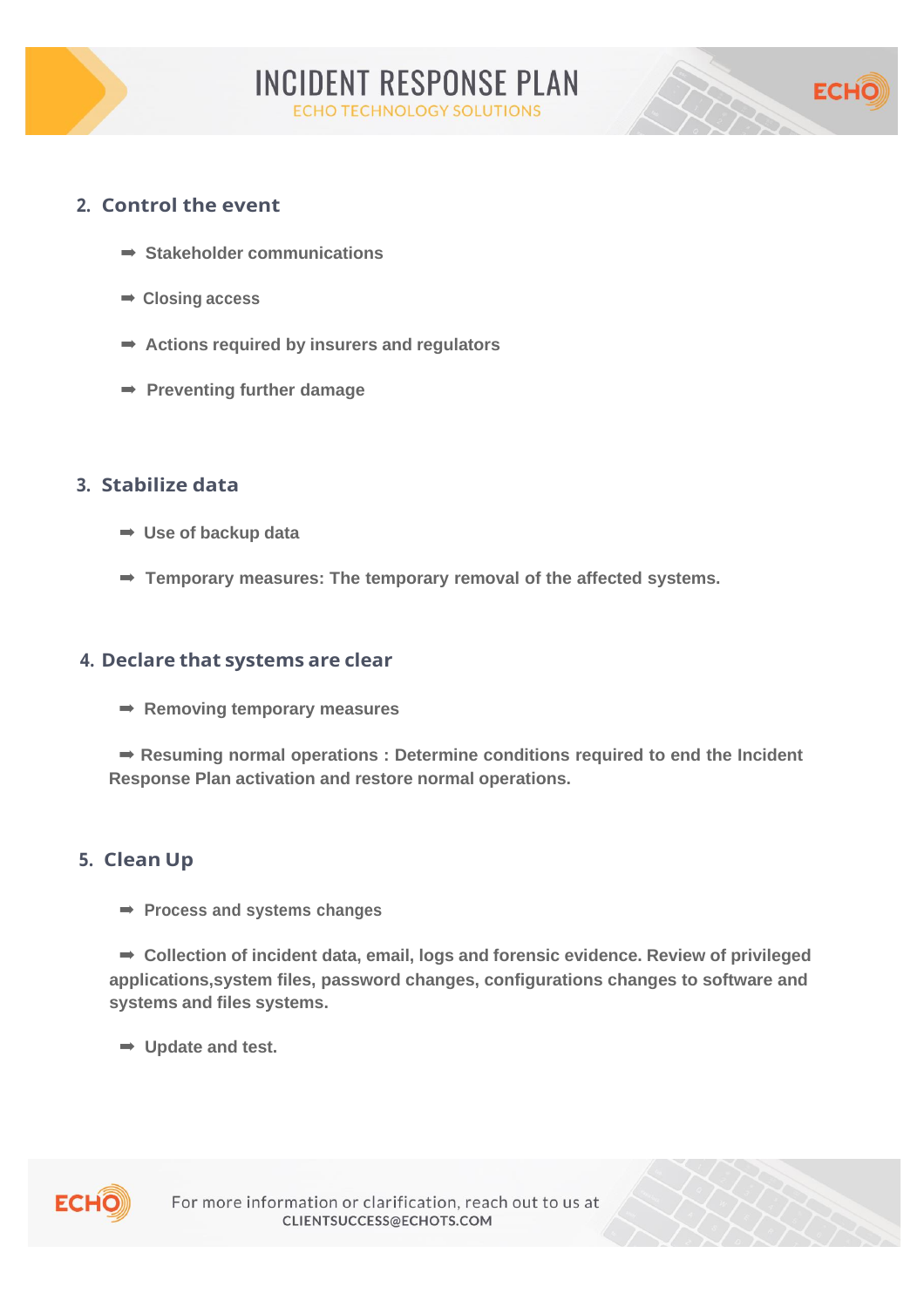## 2. Control the event

- ➡ Stakeholder communications
- ➡ Closing access
- ➡ Actions required by insurers and regulators
- ➡ Preventing further damage

## 3. Stabilize data

- ➡ Use of backup data
- ➡ Temporary measures: The temporary removal of the affected systems.

## 4. Declare that systems are clear

- ➡ Removing temporary measures
- ➡ Resuming normal operations : Determine conditions required to end the Incident Response Plan activation and restore normal operations.

## 5. Clean Up

- ➡ Process and systems changes
- ➡ Collection of incident data, email, logs and forensic evidence. Review of privileged applications,system files, password changes, configurations changes to software and systems and files systems.
- ➡ Update and test.

For more information or clarification, reach out to us at
CLIENTSUCCESS@ECHOTS.COM